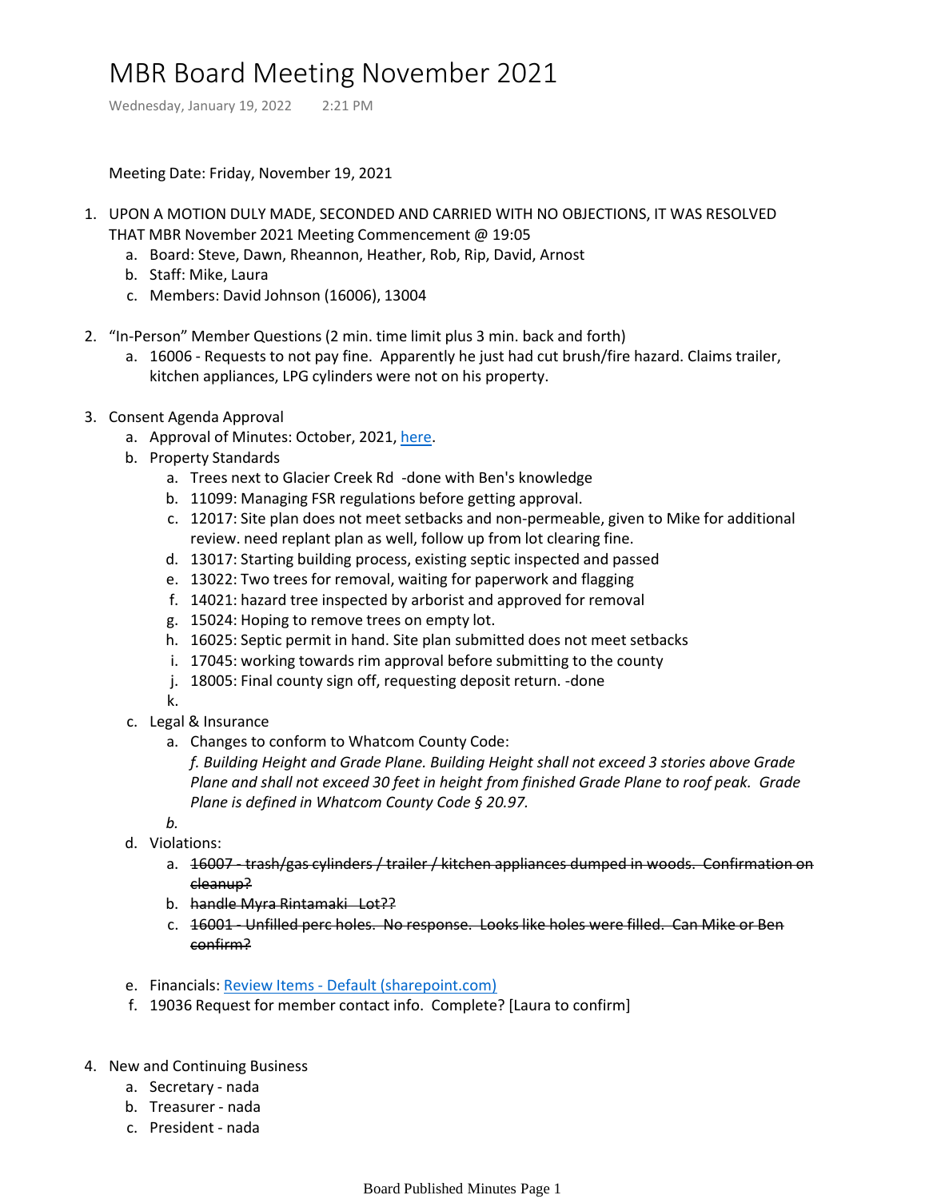# MBR Board Meeting November 2021

Wednesday, January 19, 2022 2:21 PM

Meeting Date: Friday, November 19, 2021

1. UPON A MOTION DULY MADE, SECONDED AND CARRIED WITH NO OBJECTIONS, IT WAS RESOLVED THAT MBR November 2021 Meeting Commencement @ 19:05
    a. Board: Steve, Dawn, Rheannon, Heather, Rob, Rip, David, Arnost
    b. Staff: Mike, Laura
    c. Members: David Johnson (16006), 13004

2. "In-Person" Member Questions (2 min. time limit plus 3 min. back and forth)
    a. 16006 - Requests to not pay fine. Apparently he just had cut brush/fire hazard. Claims trailer, kitchen appliances, LPG cylinders were not on his property.

3. Consent Agenda Approval
    a. Approval of Minutes: October, 2021, [here](#).
    b. Property Standards
        a. Trees next to Glacier Creek Rd -done with Ben's knowledge
        b. 11099: Managing FSR regulations before getting approval.
        c. 12017: Site plan does not meet setbacks and non-permeable, given to Mike for additional review. need replant plan as well, follow up from lot clearing fine.
        d. 13017: Starting building process, existing septic inspected and passed
        e. 13022: Two trees for removal, waiting for paperwork and flagging
        f. 14021: hazard tree inspected by arborist and approved for removal
        g. 15024: Hoping to remove trees on empty lot.
        h. 16025: Septic permit in hand. Site plan submitted does not meet setbacks
        i. 17045: working towards rim approval before submitting to the county
        j. 18005: Final county sign off, requesting deposit return. -done
        k.
    c. Legal & Insurance
        a. Changes to conform to Whatcom County Code:
           *f. Building Height and Grade Plane. Building Height shall not exceed 3 stories above Grade Plane and shall not exceed 30 feet in height from finished Grade Plane to roof peak. Grade Plane is defined in Whatcom County Code § 20.97.*
        *b.*
    d. Violations:
        a. ~~16007 - trash/gas cylinders / trailer / kitchen appliances dumped in woods. Confirmation on cleanup?~~
        b. ~~handle Myra Rintamaki Lot??~~
        c. ~~16001 - Unfilled perc holes. No response. Looks like holes were filled. Can Mike or Ben confirm?~~
    e. Financials: [Review Items - Default (sharepoint.com)](#)
    f. 19036 Request for member contact info. Complete? [Laura to confirm]

4. New and Continuing Business
    a. Secretary - nada
    b. Treasurer - nada
    c. President - nada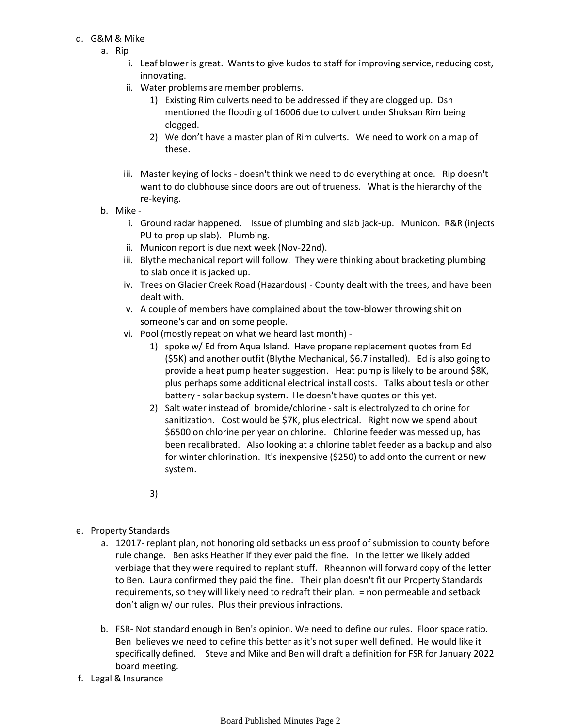d. G&M & Mike
   a. Rip
      i. Leaf blower is great. Wants to give kudos to staff for improving service, reducing cost, innovating.
      ii. Water problems are member problems.
         1) Existing Rim culverts need to be addressed if they are clogged up. Dsh mentioned the flooding of 16006 due to culvert under Shuksan Rim being clogged.
         2) We don't have a master plan of Rim culverts. We need to work on a map of these.

      iii. Master keying of locks - doesn't think we need to do everything at once. Rip doesn't want to do clubhouse since doors are out of trueness. What is the hierarchy of the re-keying.
   b. Mike -
      i. Ground radar happened. Issue of plumbing and slab jack-up. Municon. R&R (injects PU to prop up slab). Plumbing.
      ii. Municon report is due next week (Nov-22nd).
      iii. Blythe mechanical report will follow. They were thinking about bracketing plumbing to slab once it is jacked up.
      iv. Trees on Glacier Creek Road (Hazardous) - County dealt with the trees, and have been dealt with.
      v. A couple of members have complained about the tow-blower throwing shit on someone's car and on some people.
      vi. Pool (mostly repeat on what we heard last month) -
         1) spoke w/ Ed from Aqua Island. Have propane replacement quotes from Ed ($5K) and another outfit (Blythe Mechanical, $6.7 installed). Ed is also going to provide a heat pump heater suggestion. Heat pump is likely to be around $8K, plus perhaps some additional electrical install costs. Talks about tesla or other battery - solar backup system. He doesn't have quotes on this yet.
         2) Salt water instead of bromide/chlorine - salt is electrolyzed to chlorine for sanitization. Cost would be $7K, plus electrical. Right now we spend about $6500 on chlorine per year on chlorine. Chlorine feeder was messed up, has been recalibrated. Also looking at a chlorine tablet feeder as a backup and also for winter chlorination. It's inexpensive ($250) to add onto the current or new system.

         3)

e. Property Standards
   a. 12017- replant plan, not honoring old setbacks unless proof of submission to county before rule change. Ben asks Heather if they ever paid the fine. In the letter we likely added verbiage that they were required to replant stuff. Rheannon will forward copy of the letter to Ben. Laura confirmed they paid the fine. Their plan doesn't fit our Property Standards requirements, so they will likely need to redraft their plan. = non permeable and setback don't align w/ our rules. Plus their previous infractions.

   b. FSR- Not standard enough in Ben's opinion. We need to define our rules. Floor space ratio. Ben believes we need to define this better as it's not super well defined. He would like it specifically defined. Steve and Mike and Ben will draft a definition for FSR for January 2022 board meeting.

f. Legal & Insurance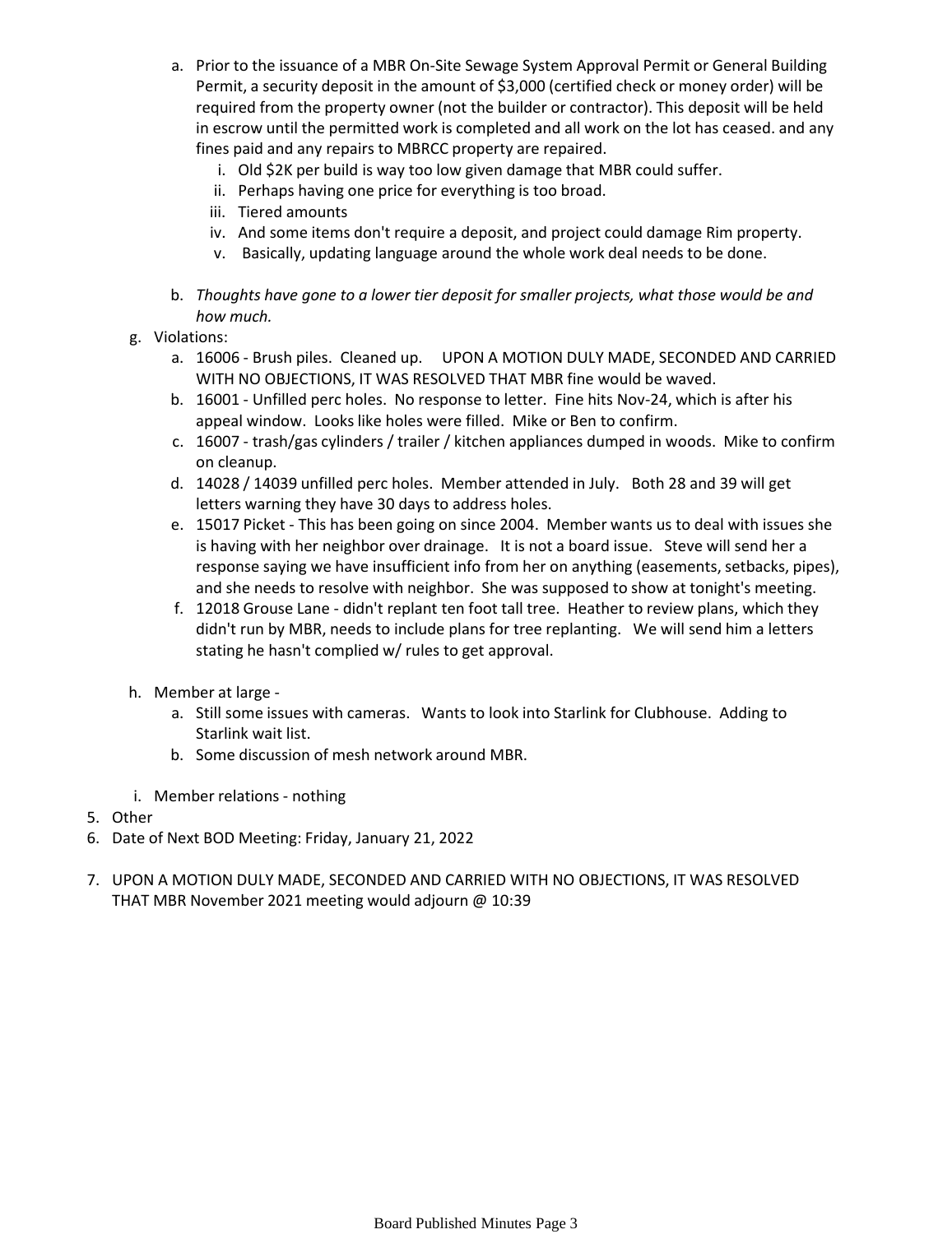a. Prior to the issuance of a MBR On-Site Sewage System Approval Permit or General Building Permit, a security deposit in the amount of $3,000 (certified check or money order) will be required from the property owner (not the builder or contractor). This deposit will be held in escrow until the permitted work is completed and all work on the lot has ceased. and any fines paid and any repairs to MBRCC property are repaired.
   i. Old $2K per build is way too low given damage that MBR could suffer.
   ii. Perhaps having one price for everything is too broad.
   iii. Tiered amounts
   iv. And some items don't require a deposit, and project could damage Rim property.
   v. Basically, updating language around the whole work deal needs to be done.

b. *Thoughts have gone to a lower tier deposit for smaller projects, what those would be and how much.*

g. Violations:
   a. 16006 - Brush piles. Cleaned up. UPON A MOTION DULY MADE, SECONDED AND CARRIED WITH NO OBJECTIONS, IT WAS RESOLVED THAT MBR fine would be waved.
   b. 16001 - Unfilled perc holes. No response to letter. Fine hits Nov-24, which is after his appeal window. Looks like holes were filled. Mike or Ben to confirm.
   c. 16007 - trash/gas cylinders / trailer / kitchen appliances dumped in woods. Mike to confirm on cleanup.
   d. 14028 / 14039 unfilled perc holes. Member attended in July. Both 28 and 39 will get letters warning they have 30 days to address holes.
   e. 15017 Picket - This has been going on since 2004. Member wants us to deal with issues she is having with her neighbor over drainage. It is not a board issue. Steve will send her a response saying we have insufficient info from her on anything (easements, setbacks, pipes), and she needs to resolve with neighbor. She was supposed to show at tonight's meeting.
   f. 12018 Grouse Lane - didn't replant ten foot tall tree. Heather to review plans, which they didn't run by MBR, needs to include plans for tree replanting. We will send him a letters stating he hasn't complied w/ rules to get approval.

h. Member at large -
   a. Still some issues with cameras. Wants to look into Starlink for Clubhouse. Adding to Starlink wait list.
   b. Some discussion of mesh network around MBR.

i. Member relations - nothing

5. Other
6. Date of Next BOD Meeting: Friday, January 21, 2022
7. UPON A MOTION DULY MADE, SECONDED AND CARRIED WITH NO OBJECTIONS, IT WAS RESOLVED THAT MBR November 2021 meeting would adjourn @ 10:39